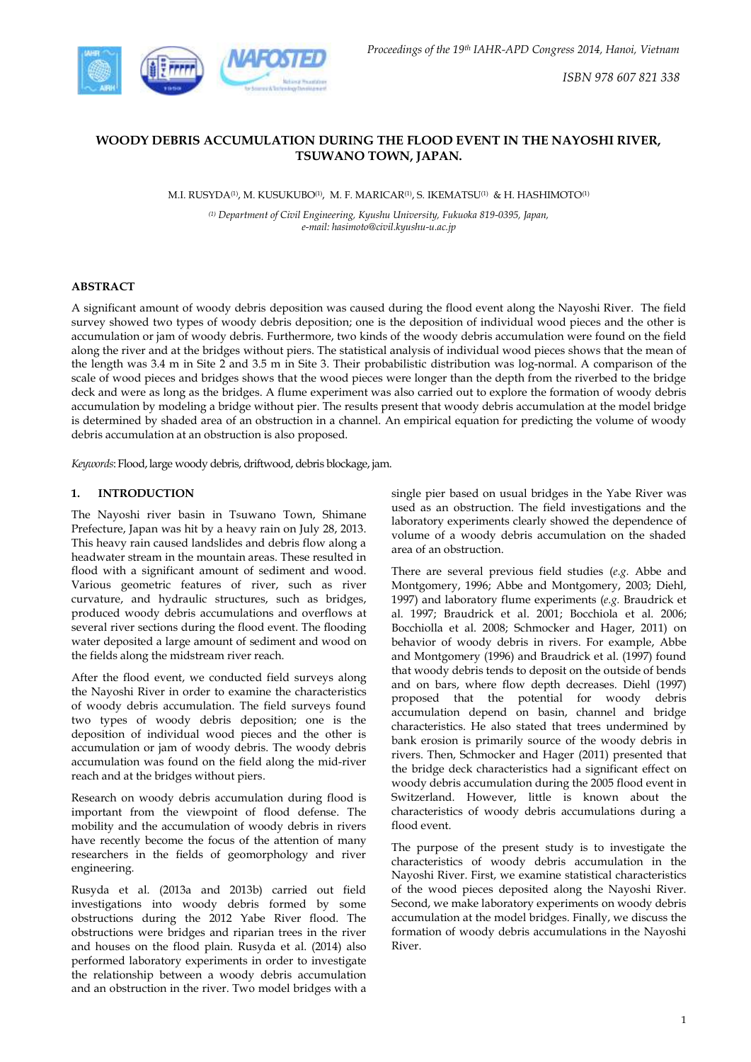# WOODY DEBRIS ACCUMULATION DURING THE FLOOD EVENT IN THE NAYOSHI RIVER, TSUWANO TOWN, JAPAN.

M.I. RUSYDA[1], M. KUSUKUBO[1], M. F. MARICAR[1], S. IKEMATSU[1] & H. HASHIMOTO[1]

[1] *Department of Civil Engineering, Kyushu University, Fukuoka 819-0395, Japan, e-mail: hasimoto@civil.kyushu-u.ac.jp*

## ABSTRACT

A significant amount of woody debris deposition was caused during the flood event along the Nayoshi River. The field survey showed two types of woody debris deposition; one is the deposition of individual wood pieces and the other is accumulation or jam of woody debris. Furthermore, two kinds of the woody debris accumulation were found on the field along the river and at the bridges without piers. The statistical analysis of individual wood pieces shows that the mean of the length was 3.4 m in Site 2 and 3.5 m in Site 3. Their probabilistic distribution was log-normal. A comparison of the scale of wood pieces and bridges shows that the wood pieces were longer than the depth from the riverbed to the bridge deck and were as long as the bridges. A flume experiment was also carried out to explore the formation of woody debris accumulation by modeling a bridge without pier. The results present that woody debris accumulation at the model bridge is determined by shaded area of an obstruction in a channel. An empirical equation for predicting the volume of woody debris accumulation at an obstruction is also proposed.

*Keywords*: Flood, large woody debris, driftwood, debris blockage, jam.

## 1. INTRODUCTION

The Nayoshi river basin in Tsuwano Town, Shimane Prefecture, Japan was hit by a heavy rain on July 28, 2013. This heavy rain caused landslides and debris flow along a headwater stream in the mountain areas. These resulted in flood with a significant amount of sediment and wood. Various geometric features of river, such as river curvature, and hydraulic structures, such as bridges, produced woody debris accumulations and overflows at several river sections during the flood event. The flooding water deposited a large amount of sediment and wood on the fields along the midstream river reach.

After the flood event, we conducted field surveys along the Nayoshi River in order to examine the characteristics of woody debris accumulation. The field surveys found two types of woody debris deposition; one is the deposition of individual wood pieces and the other is accumulation or jam of woody debris. The woody debris accumulation was found on the field along the mid-river reach and at the bridges without piers.

Research on woody debris accumulation during flood is important from the viewpoint of flood defense. The mobility and the accumulation of woody debris in rivers have recently become the focus of the attention of many researchers in the fields of geomorphology and river engineering.

Rusyda et al. (2013a and 2013b) carried out field investigations into woody debris formed by some obstructions during the 2012 Yabe River flood. The obstructions were bridges and riparian trees in the river and houses on the flood plain. Rusyda et al. (2014) also performed laboratory experiments in order to investigate the relationship between a woody debris accumulation and an obstruction in the river. Two model bridges with a single pier based on usual bridges in the Yabe River was used as an obstruction. The field investigations and the laboratory experiments clearly showed the dependence of volume of a woody debris accumulation on the shaded area of an obstruction.

There are several previous field studies (*e.g.* Abbe and Montgomery, 1996; Abbe and Montgomery, 2003; Diehl, 1997) and laboratory flume experiments (*e.g.* Braudrick et al. 1997; Braudrick et al. 2001; Bocchiola et al. 2006; Bocchiolla et al. 2008; Schmocker and Hager, 2011) on behavior of woody debris in rivers. For example, Abbe and Montgomery (1996) and Braudrick et al. (1997) found that woody debris tends to deposit on the outside of bends and on bars, where flow depth decreases. Diehl (1997) proposed that the potential for woody debris accumulation depend on basin, channel and bridge characteristics. He also stated that trees undermined by bank erosion is primarily source of the woody debris in rivers. Then, Schmocker and Hager (2011) presented that the bridge deck characteristics had a significant effect on woody debris accumulation during the 2005 flood event in Switzerland. However, little is known about the characteristics of woody debris accumulations during a flood event.

The purpose of the present study is to investigate the characteristics of woody debris accumulation in the Nayoshi River. First, we examine statistical characteristics of the wood pieces deposited along the Nayoshi River. Second, we make laboratory experiments on woody debris accumulation at the model bridges. Finally, we discuss the formation of woody debris accumulations in the Nayoshi River.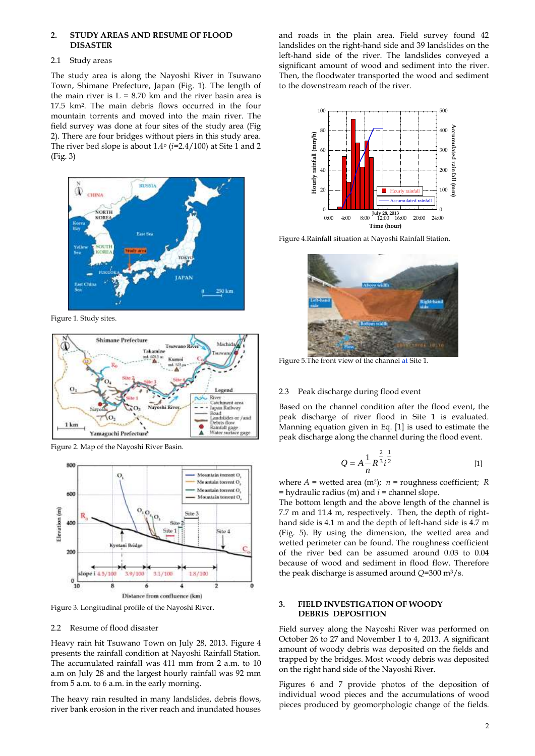## 2. STUDY AREAS AND RESUME OF FLOOD DISASTER

### 2.1 Study areas

The study area is along the Nayoshi River in Tsuwano Town, Shimane Prefecture, Japan (Fig. 1). The length of the main river is L = 8.70 km and the river basin area is 17.5 km². The main debris flows occurred in the four mountain torrents and moved into the main river. The field survey was done at four sites of the study area (Fig 2). There are four bridges without piers in this study area. The river bed slope is about 1.4° ($i$=2.4/100) at Site 1 and 2 (Fig. 3)

Figure 1. Study sites.

Figure 2. Map of the Nayoshi River Basin.

Figure 3. Longitudinal profile of the Nayoshi River.

### 2.2 Resume of flood disaster

Heavy rain hit Tsuwano Town on July 28, 2013. Figure 4 presents the rainfall condition at Nayoshi Rainfall Station. The accumulated rainfall was 411 mm from 2 a.m. to 10 a.m on July 28 and the largest hourly rainfall was 92 mm from 5 a.m. to 6 a.m. in the early morning.

The heavy rain resulted in many landslides, debris flows, river bank erosion in the river reach and inundated houses and roads in the plain area. Field survey found 42 landslides on the right-hand side and 39 landslides on the left-hand side of the river. The landslides conveyed a significant amount of wood and sediment into the river. Then, the floodwater transported the wood and sediment to the downstream reach of the river.

Figure 4.Rainfall situation at Nayoshi Rainfall Station.

Figure 5.The front view of the channel at Site 1.

### 2.3 Peak discharge during flood event

Based on the channel condition after the flood event, the peak discharge of river flood in Site 1 is evaluated. Manning equation given in Eq. [1] is used to estimate the peak discharge along the channel during the flood event.

$$Q = A\frac{1}{n}R^{\frac{2}{3}}i^{\frac{1}{2}} \quad [1]$$

where $A$ = wetted area (m²); $n$ = roughness coefficient; $R$ = hydraulic radius (m) and $i$ = channel slope.

The bottom length and the above length of the channel is 7.7 m and 11.4 m, respectively. Then, the depth of right-hand side is 4.1 m and the depth of left-hand side is 4.7 m (Fig. 5). By using the dimension, the wetted area and wetted perimeter can be found. The roughness coefficient of the river bed can be assumed around 0.03 to 0.04 because of wood and sediment in flood flow. Therefore the peak discharge is assumed around $Q$=300 m³/s.

## 3. FIELD INVESTIGATION OF WOODY DEBRIS DEPOSITION

Field survey along the Nayoshi River was performed on October 26 to 27 and November 1 to 4, 2013. A significant amount of woody debris was deposited on the fields and trapped by the bridges. Most woody debris was deposited on the right hand side of the Nayoshi River.

Figures 6 and 7 provide photos of the deposition of individual wood pieces and the accumulations of wood pieces produced by geomorphologic change of the fields.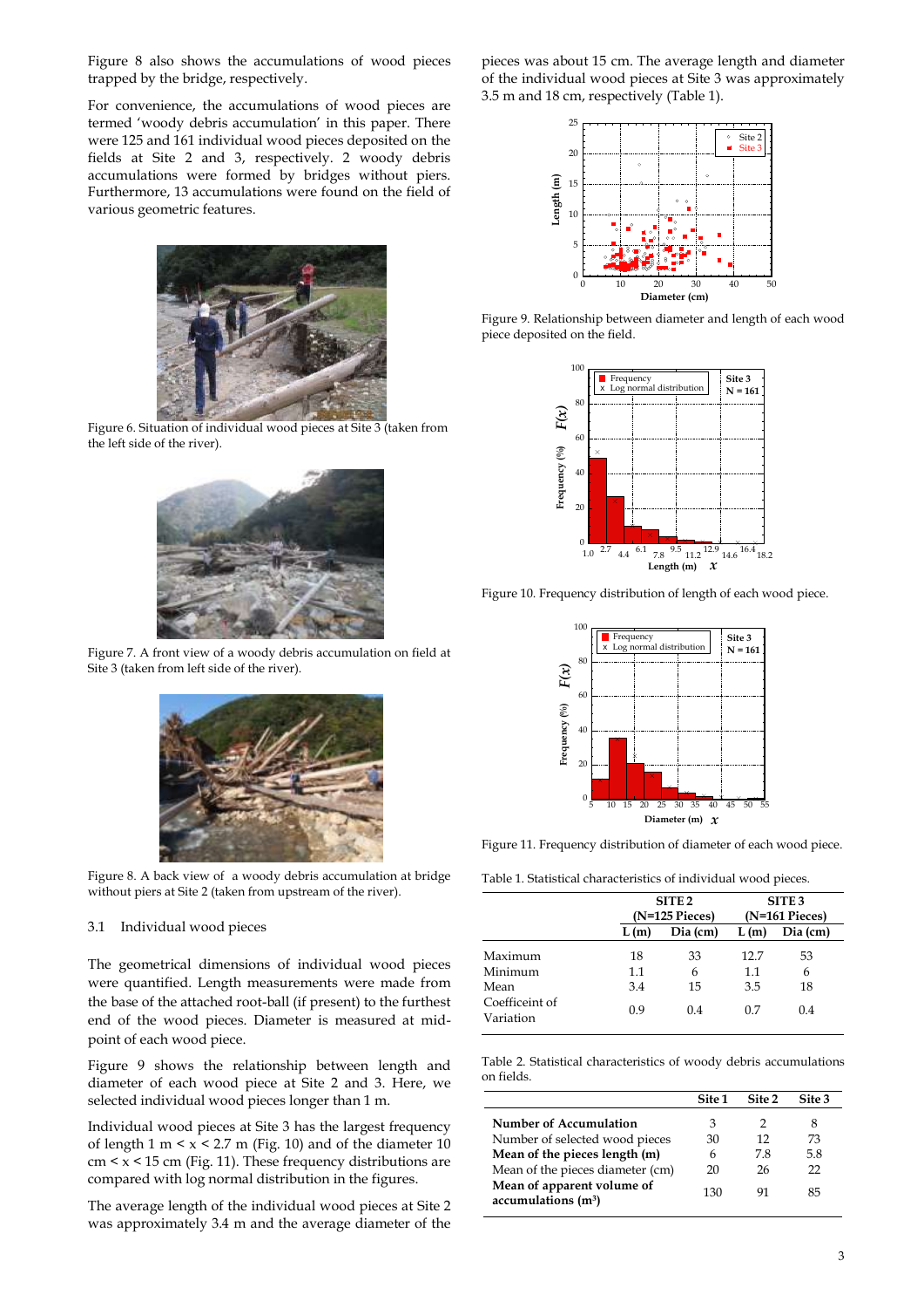Figure 8 also shows the accumulations of wood pieces trapped by the bridge, respectively.

For convenience, the accumulations of wood pieces are termed 'woody debris accumulation' in this paper. There were 125 and 161 individual wood pieces deposited on the fields at Site 2 and 3, respectively. 2 woody debris accumulations were formed by bridges without piers. Furthermore, 13 accumulations were found on the field of various geometric features.

Figure 6. Situation of individual wood pieces at Site 3 (taken from the left side of the river).

Figure 7. A front view of a woody debris accumulation on field at Site 3 (taken from left side of the river).

Figure 8. A back view of a woody debris accumulation at bridge without piers at Site 2 (taken from upstream of the river).

### 3.1 Individual wood pieces

The geometrical dimensions of individual wood pieces were quantified. Length measurements were made from the base of the attached root-ball (if present) to the furthest end of the wood pieces. Diameter is measured at mid-point of each wood piece.

Figure 9 shows the relationship between length and diameter of each wood piece at Site 2 and 3. Here, we selected individual wood pieces longer than 1 m.

Individual wood pieces at Site 3 has the largest frequency of length 1 m < x < 2.7 m (Fig. 10) and of the diameter 10 cm < x < 15 cm (Fig. 11). These frequency distributions are compared with log normal distribution in the figures.

The average length of the individual wood pieces at Site 2 was approximately 3.4 m and the average diameter of the pieces was about 15 cm. The average length and diameter of the individual wood pieces at Site 3 was approximately 3.5 m and 18 cm, respectively (Table 1).

Figure 9. Relationship between diameter and length of each wood piece deposited on the field.

Figure 10. Frequency distribution of length of each wood piece.

Figure 11. Frequency distribution of diameter of each wood piece.

Table 1. Statistical characteristics of individual wood pieces.

| | SITE 2 (N=125 Pieces) | | SITE 3 (N=161 Pieces) | |
|---|---|---|---|---|
| | L (m) | Dia (cm) | L (m) | Dia (cm) |
| Maximum | 18 | 33 | 12.7 | 53 |
| Minimum | 1.1 | 6 | 1.1 | 6 |
| Mean | 3.4 | 15 | 3.5 | 18 |
| Coefficeint of Variation | 0.9 | 0.4 | 0.7 | 0.4 |

Table 2. Statistical characteristics of woody debris accumulations on fields.

| | Site 1 | Site 2 | Site 3 |
|---|---|---|---|
| **Number of Accumulation** | 3 | 2 | 8 |
| Number of selected wood pieces | 30 | 12 | 73 |
| **Mean of the pieces length (m)** | 6 | 7.8 | 5.8 |
| Mean of the pieces diameter (cm) | 20 | 26 | 22 |
| **Mean of apparent volume of accumulations (m$^3$)** | 130 | 91 | 85 |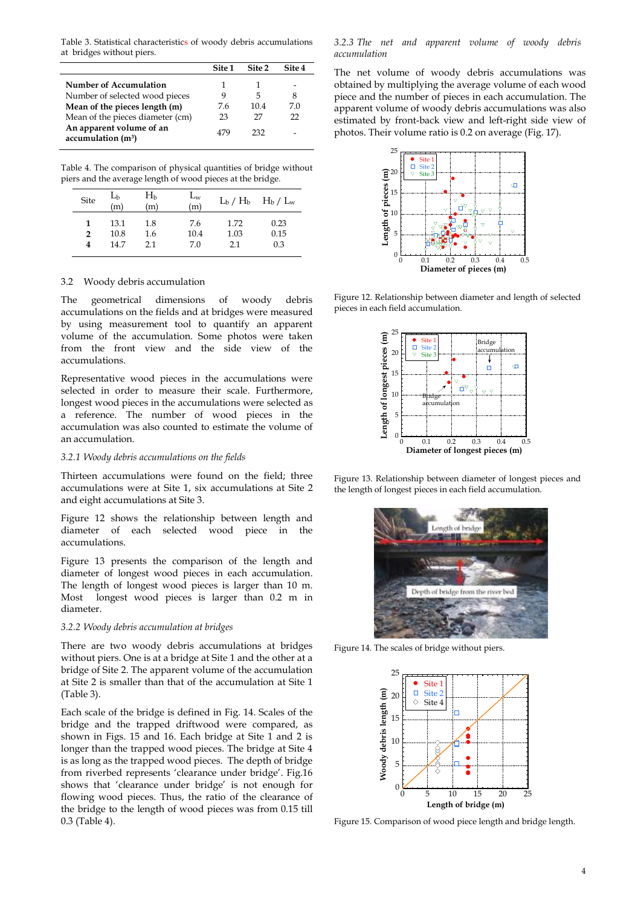Table 3. Statistical characteristics of woody debris accumulations at bridges without piers.

| | Site 1 | Site 2 | Site 4 |
|---|---|---|---|
| **Number of Accumulation** | 1 | 1 | - |
| Number of selected wood pieces | 9 | 5 | 8 |
| **Mean of the pieces length (m)** | 7.6 | 10.4 | 7.0 |
| Mean of the pieces diameter (cm) | 23 | 27 | 22 |
| **An apparent volume of an accumulation ($m^3$)** | 479 | 232 | - |

Table 4. The comparison of physical quantities of bridge without piers and the average length of wood pieces at the bridge.

| Site | $L_b$ (m) | $H_b$ (m) | $L_w$ (m) | $L_b$ / $H_b$ | $H_b$ / $L_w$ |
|---|---|---|---|---|---|
| **1** | 13.1 | 1.8 | 7.6 | 1.72 | 0.23 |
| **2** | 10.8 | 1.6 | 10.4 | 1.03 | 0.15 |
| **4** | 14.7 | 2.1 | 7.0 | 2.1 | 0.3 |

## 3.2 Woody debris accumulation

The geometrical dimensions of woody debris accumulations on the fields and at bridges were measured by using measurement tool to quantify an apparent volume of the accumulation. Some photos were taken from the front view and the side view of the accumulations.

Representative wood pieces in the accumulations were selected in order to measure their scale. Furthermore, longest wood pieces in the accumulations were selected as a reference. The number of wood pieces in the accumulation was also counted to estimate the volume of an accumulation.

### *3.2.1 Woody debris accumulations on the fields*

Thirteen accumulations were found on the field; three accumulations were at Site 1, six accumulations at Site 2 and eight accumulations at Site 3.

Figure 12 shows the relationship between length and diameter of each selected wood piece in the accumulations.

Figure 13 presents the comparison of the length and diameter of longest wood pieces in each accumulation. The length of longest wood pieces is larger than 10 m. Most longest wood pieces is larger than 0.2 m in diameter.

### *3.2.2 Woody debris accumulation at bridges*

There are two woody debris accumulations at bridges without piers. One is at a bridge at Site 1 and the other at a bridge of Site 2. The apparent volume of the accumulation at Site 2 is smaller than that of the accumulation at Site 1 (Table 3).

Each scale of the bridge is defined in Fig. 14. Scales of the bridge and the trapped driftwood were compared, as shown in Figs. 15 and 16. Each bridge at Site 1 and 2 is longer than the trapped wood pieces. The bridge at Site 4 is as long as the trapped wood pieces. The depth of bridge from riverbed represents 'clearance under bridge'. Fig.16 shows that 'clearance under bridge' is not enough for flowing wood pieces. Thus, the ratio of the clearance of the bridge to the length of wood pieces was from 0.15 till 0.3 (Table 4).

### *3.2.3 The net and apparent volume of woody debris accumulation*

The net volume of woody debris accumulations was obtained by multiplying the average volume of each wood piece and the number of pieces in each accumulation. The apparent volume of woody debris accumulations was also estimated by front-back view and left-right side view of photos. Their volume ratio is 0.2 on average (Fig. 17).

Figure 12. Relationship between diameter and length of selected pieces in each field accumulation.

Figure 13. Relationship between diameter of longest pieces and the length of longest pieces in each field accumulation.

Figure 14. The scales of bridge without piers.

Figure 15. Comparison of wood piece length and bridge length.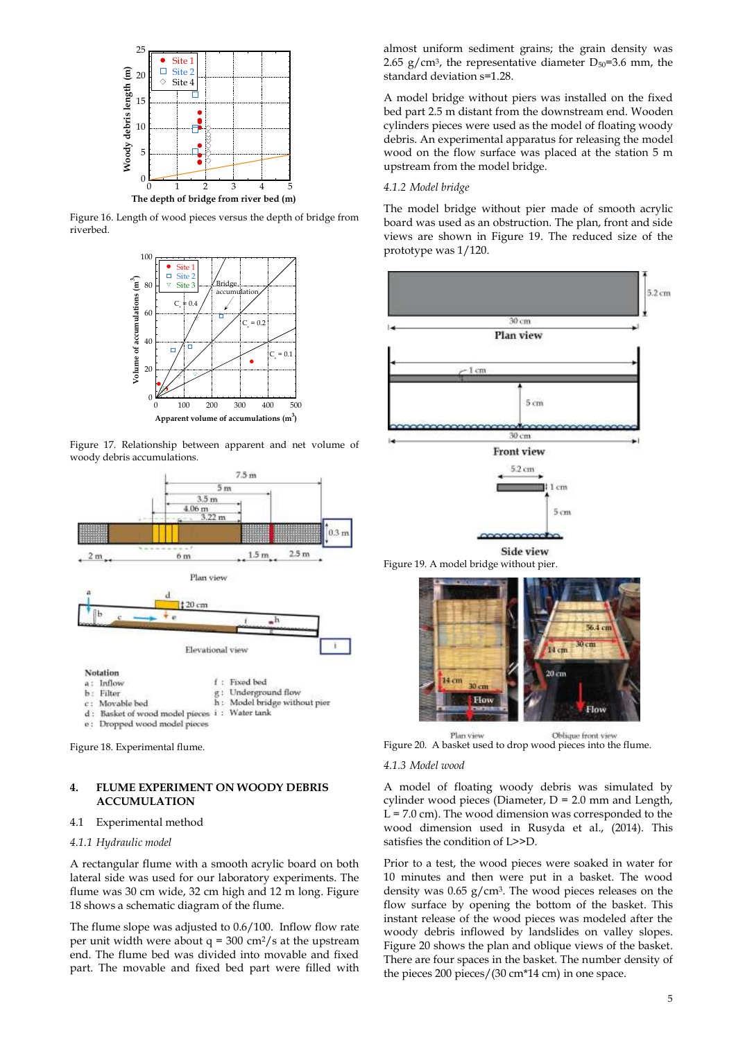Figure 16. Length of wood pieces versus the depth of bridge from riverbed.

Figure 17. Relationship between apparent and net volume of woody debris accumulations.

Figure 18. Experimental flume.

## 4. FLUME EXPERIMENT ON WOODY DEBRIS ACCUMULATION

### 4.1 Experimental method

#### *4.1.1 Hydraulic model*

A rectangular flume with a smooth acrylic board on both lateral side was used for our laboratory experiments. The flume was 30 cm wide, 32 cm high and 12 m long. Figure 18 shows a schematic diagram of the flume.

The flume slope was adjusted to 0.6/100. Inflow flow rate per unit width were about $q$ = 300 cm²/s at the upstream end. The flume bed was divided into movable and fixed part. The movable and fixed bed part were filled with almost uniform sediment grains; the grain density was 2.65 g/cm³, the representative diameter $D_{50}$=3.6 mm, the standard deviation s=1.28.

A model bridge without piers was installed on the fixed bed part 2.5 m distant from the downstream end. Wooden cylinders pieces were used as the model of floating woody debris. An experimental apparatus for releasing the model wood on the flow surface was placed at the station 5 m upstream from the model bridge.

#### *4.1.2 Model bridge*

The model bridge without pier made of smooth acrylic board was used as an obstruction. The plan, front and side views are shown in Figure 19. The reduced size of the prototype was 1/120.

Figure 19. A model bridge without pier.

Figure 20. A basket used to drop wood pieces into the flume.

#### *4.1.3 Model wood*

A model of floating woody debris was simulated by cylinder wood pieces (Diameter, D = 2.0 mm and Length, L = 7.0 cm). The wood dimension was corresponded to the wood dimension used in Rusyda et al., (2014). This satisfies the condition of L>>D.

Prior to a test, the wood pieces were soaked in water for 10 minutes and then were put in a basket. The wood density was 0.65 g/cm³. The wood pieces releases on the flow surface by opening the bottom of the basket. This instant release of the wood pieces was modeled after the woody debris inflowed by landslides on valley slopes. Figure 20 shows the plan and oblique views of the basket. There are four spaces in the basket. The number density of the pieces 200 pieces/(30 cm*14 cm) in one space.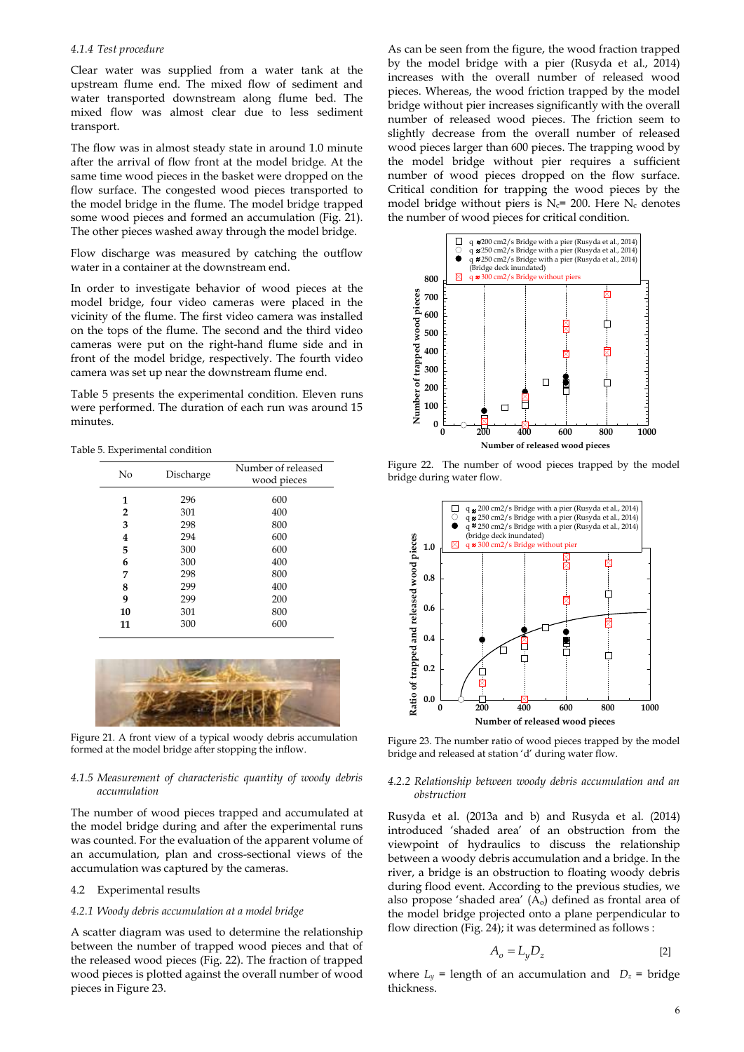*4.1.4 Test procedure*

Clear water was supplied from a water tank at the upstream flume end. The mixed flow of sediment and water transported downstream along flume bed. The mixed flow was almost clear due to less sediment transport.

The flow was in almost steady state in around 1.0 minute after the arrival of flow front at the model bridge. At the same time wood pieces in the basket were dropped on the flow surface. The congested wood pieces transported to the model bridge in the flume. The model bridge trapped some wood pieces and formed an accumulation (Fig. 21). The other pieces washed away through the model bridge.

Flow discharge was measured by catching the outflow water in a container at the downstream end.

In order to investigate behavior of wood pieces at the model bridge, four video cameras were placed in the vicinity of the flume. The first video camera was installed on the tops of the flume. The second and the third video cameras were put on the right-hand flume side and in front of the model bridge, respectively. The fourth video camera was set up near the downstream flume end.

Table 5 presents the experimental condition. Eleven runs were performed. The duration of each run was around 15 minutes.

Table 5. Experimental condition

| No | Discharge | Number of released wood pieces |
|---|---|---|
| **1** | 296 | 600 |
| **2** | 301 | 400 |
| **3** | 298 | 800 |
| **4** | 294 | 600 |
| **5** | 300 | 600 |
| **6** | 300 | 400 |
| **7** | 298 | 800 |
| **8** | 299 | 400 |
| **9** | 299 | 200 |
| **10** | 301 | 800 |
| **11** | 300 | 600 |

Figure 21. A front view of a typical woody debris accumulation formed at the model bridge after stopping the inflow.

*4.1.5 Measurement of characteristic quantity of woody debris accumulation*

The number of wood pieces trapped and accumulated at the model bridge during and after the experimental runs was counted. For the evaluation of the apparent volume of an accumulation, plan and cross-sectional views of the accumulation was captured by the cameras.

4.2 Experimental results

*4.2.1 Woody debris accumulation at a model bridge*

A scatter diagram was used to determine the relationship between the number of trapped wood pieces and that of the released wood pieces (Fig. 22). The fraction of trapped wood pieces is plotted against the overall number of wood pieces in Figure 23.

As can be seen from the figure, the wood fraction trapped by the model bridge with a pier (Rusyda et al., 2014) increases with the overall number of released wood pieces. Whereas, the wood friction trapped by the model bridge without pier increases significantly with the overall number of released wood pieces. The friction seem to slightly decrease from the overall number of released wood pieces larger than 600 pieces. The trapping wood by the model bridge without pier requires a sufficient number of wood pieces dropped on the flow surface. Critical condition for trapping the wood pieces by the model bridge without piers is $N_c$= 200. Here $N_c$ denotes the number of wood pieces for critical condition.

Figure 22. The number of wood pieces trapped by the model bridge during water flow.

Figure 23. The number ratio of wood pieces trapped by the model bridge and released at station 'd' during water flow.

*4.2.2 Relationship between woody debris accumulation and an obstruction*

Rusyda et al. (2013a and b) and Rusyda et al. (2014) introduced 'shaded area' of an obstruction from the viewpoint of hydraulics to discuss the relationship between a woody debris accumulation and a bridge. In the river, a bridge is an obstruction to floating woody debris during flood event. According to the previous studies, we also propose 'shaded area' ($A_o$) defined as frontal area of the model bridge projected onto a plane perpendicular to flow direction (Fig. 24); it was determined as follows :

$$A_o = L_y D_z \quad [2]$$

where $L_y$ = length of an accumulation and $D_z$ = bridge thickness.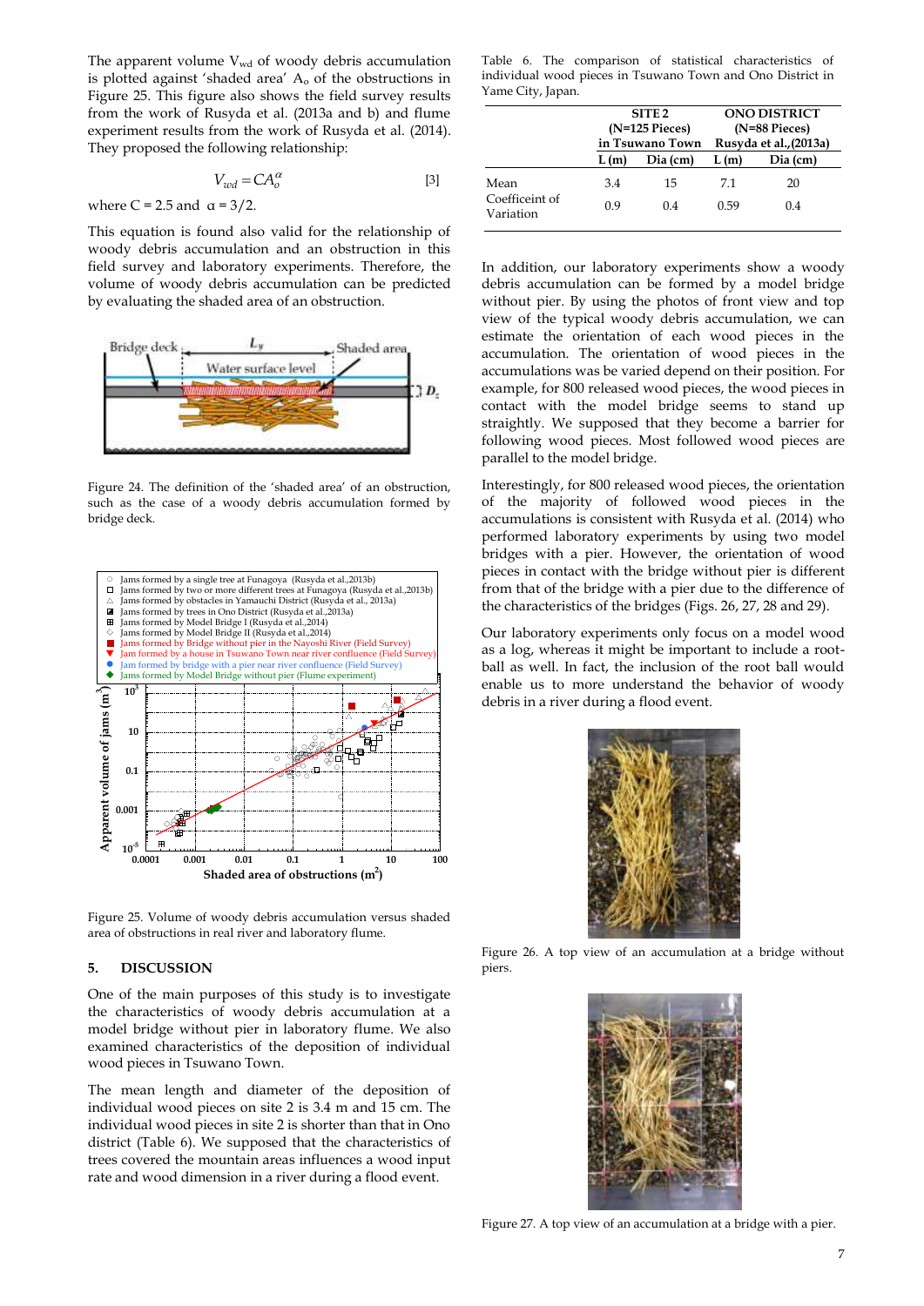The apparent volume $V_{wd}$ of woody debris accumulation is plotted against 'shaded area' $A_o$ of the obstructions in Figure 25. This figure also shows the field survey results from the work of Rusyda et al. (2013a and b) and flume experiment results from the work of Rusyda et al. (2014). They proposed the following relationship:

$$V_{wd} = CA_o^{\alpha} \qquad [3]$$

where C = 2.5 and $\alpha = 3/2$.

This equation is found also valid for the relationship of woody debris accumulation and an obstruction in this field survey and laboratory experiments. Therefore, the volume of woody debris accumulation can be predicted by evaluating the shaded area of an obstruction.

Figure 24. The definition of the 'shaded area' of an obstruction, such as the case of a woody debris accumulation formed by bridge deck.

Figure 25. Volume of woody debris accumulation versus shaded area of obstructions in real river and laboratory flume.

## 5. DISCUSSION

One of the main purposes of this study is to investigate the characteristics of woody debris accumulation at a model bridge without pier in laboratory flume. We also examined characteristics of the deposition of individual wood pieces in Tsuwano Town.

The mean length and diameter of the deposition of individual wood pieces on site 2 is 3.4 m and 15 cm. The individual wood pieces in site 2 is shorter than that in Ono district (Table 6). We supposed that the characteristics of trees covered the mountain areas influences a wood input rate and wood dimension in a river during a flood event.

Table 6. The comparison of statistical characteristics of individual wood pieces in Tsuwano Town and Ono District in Yame City, Japan.

| | SITE 2 (N=125 Pieces) in Tsuwano Town | | ONO DISTRICT (N=88 Pieces) Rusyda et al.,(2013a) | |
|---|---|---|---|---|
| | L (m) | Dia (cm) | L (m) | Dia (cm) |
| Mean | 3.4 | 15 | 7.1 | 20 |
| Coefficeint of Variation | 0.9 | 0.4 | 0.59 | 0.4 |

In addition, our laboratory experiments show a woody debris accumulation can be formed by a model bridge without pier. By using the photos of front view and top view of the typical woody debris accumulation, we can estimate the orientation of each wood pieces in the accumulation. The orientation of wood pieces in the accumulations was be varied depend on their position. For example, for 800 released wood pieces, the wood pieces in contact with the model bridge seems to stand up straightly. We supposed that they become a barrier for following wood pieces. Most followed wood pieces are parallel to the model bridge.

Interestingly, for 800 released wood pieces, the orientation of the majority of followed wood pieces in the accumulations is consistent with Rusyda et al. (2014) who performed laboratory experiments by using two model bridges with a pier. However, the orientation of wood pieces in contact with the bridge without pier is different from that of the bridge with a pier due to the difference of the characteristics of the bridges (Figs. 26, 27, 28 and 29).

Our laboratory experiments only focus on a model wood as a log, whereas it might be important to include a root-ball as well. In fact, the inclusion of the root ball would enable us to more understand the behavior of woody debris in a river during a flood event.

Figure 26. A top view of an accumulation at a bridge without piers.

Figure 27. A top view of an accumulation at a bridge with a pier.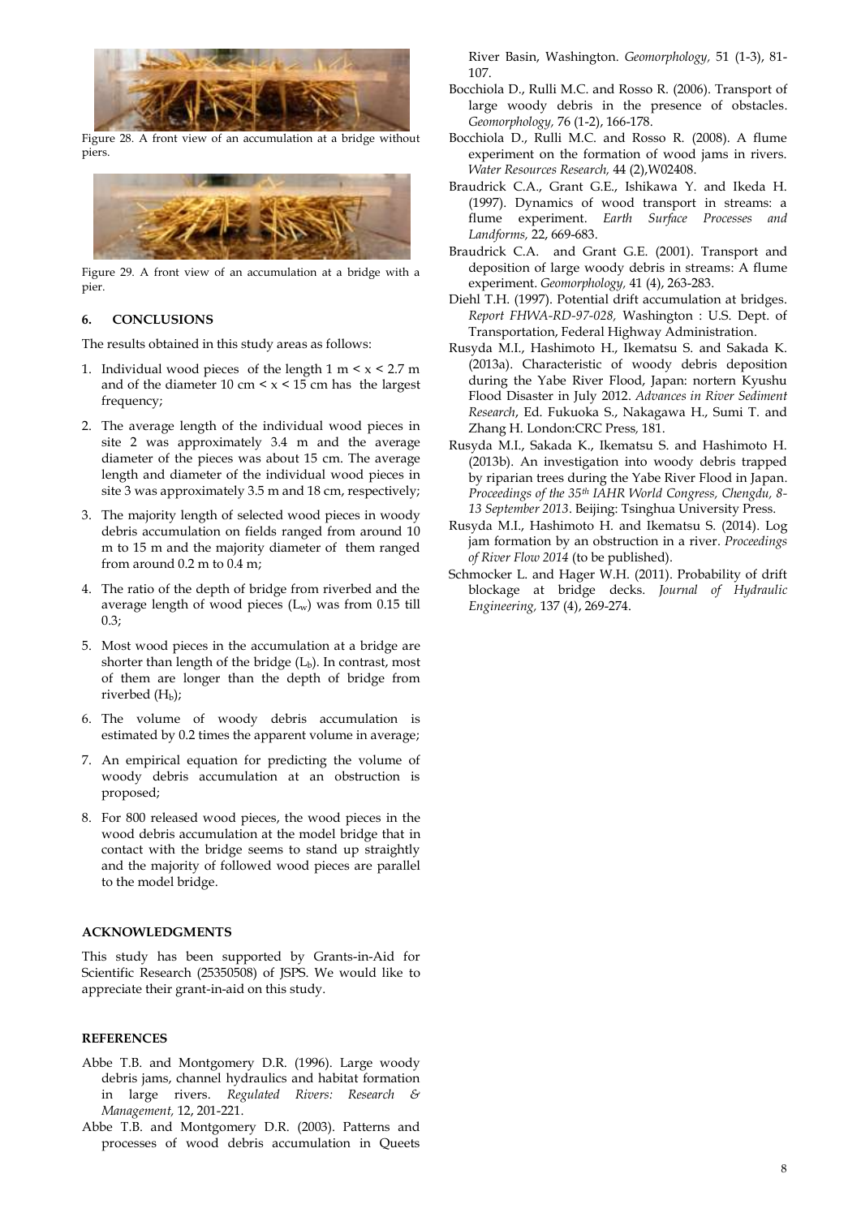Figure 28. A front view of an accumulation at a bridge without piers.

Figure 29. A front view of an accumulation at a bridge with a pier.

## 6. CONCLUSIONS

The results obtained in this study areas as follows:

1. Individual wood pieces of the length 1 m < x < 2.7 m and of the diameter 10 cm < x < 15 cm has the largest frequency;
2. The average length of the individual wood pieces in site 2 was approximately 3.4 m and the average diameter of the pieces was about 15 cm. The average length and diameter of the individual wood pieces in site 3 was approximately 3.5 m and 18 cm, respectively;
3. The majority length of selected wood pieces in woody debris accumulation on fields ranged from around 10 m to 15 m and the majority diameter of them ranged from around 0.2 m to 0.4 m;
4. The ratio of the depth of bridge from riverbed and the average length of wood pieces ($L_w$) was from 0.15 till 0.3;
5. Most wood pieces in the accumulation at a bridge are shorter than length of the bridge ($L_b$). In contrast, most of them are longer than the depth of bridge from riverbed ($H_b$);
6. The volume of woody debris accumulation is estimated by 0.2 times the apparent volume in average;
7. An empirical equation for predicting the volume of woody debris accumulation at an obstruction is proposed;
8. For 800 released wood pieces, the wood pieces in the wood debris accumulation at the model bridge that in contact with the bridge seems to stand up straightly and the majority of followed wood pieces are parallel to the model bridge.

## ACKNOWLEDGMENTS

This study has been supported by Grants-in-Aid for Scientific Research (25350508) of JSPS. We would like to appreciate their grant-in-aid on this study.

## REFERENCES

Abbe T.B. and Montgomery D.R. (1996). Large woody debris jams, channel hydraulics and habitat formation in large rivers. *Regulated Rivers: Research & Management,* 12, 201-221.

Abbe T.B. and Montgomery D.R. (2003). Patterns and processes of wood debris accumulation in Queets River Basin, Washington. *Geomorphology,* 51 (1-3), 81-107.

Bocchiola D., Rulli M.C. and Rosso R. (2006). Transport of large woody debris in the presence of obstacles. *Geomorphology,* 76 (1-2), 166-178.

Bocchiola D., Rulli M.C. and Rosso R. (2008). A flume experiment on the formation of wood jams in rivers. *Water Resources Research,* 44 (2),W02408.

Braudrick C.A., Grant G.E., Ishikawa Y. and Ikeda H. (1997). Dynamics of wood transport in streams: a flume experiment. *Earth Surface Processes and Landforms,* 22, 669-683.

Braudrick C.A. and Grant G.E. (2001). Transport and deposition of large woody debris in streams: A flume experiment. *Geomorphology,* 41 (4), 263-283.

Diehl T.H. (1997). Potential drift accumulation at bridges. *Report FHWA-RD-97-028,* Washington : U.S. Dept. of Transportation, Federal Highway Administration.

Rusyda M.I., Hashimoto H., Ikematsu S. and Sakada K. (2013a). Characteristic of woody debris deposition during the Yabe River Flood, Japan: nortern Kyushu Flood Disaster in July 2012. *Advances in River Sediment Research*, Ed. Fukuoka S., Nakagawa H., Sumi T. and Zhang H. London:CRC Press, 181.

Rusyda M.I., Sakada K., Ikematsu S. and Hashimoto H. (2013b). An investigation into woody debris trapped by riparian trees during the Yabe River Flood in Japan. *Proceedings of the 35th IAHR World Congress, Chengdu, 8-13 September 2013*. Beijing: Tsinghua University Press.

Rusyda M.I., Hashimoto H. and Ikematsu S. (2014). Log jam formation by an obstruction in a river. *Proceedings of River Flow 2014* (to be published).

Schmocker L. and Hager W.H. (2011). Probability of drift blockage at bridge decks. *Journal of Hydraulic Engineering,* 137 (4), 269-274.